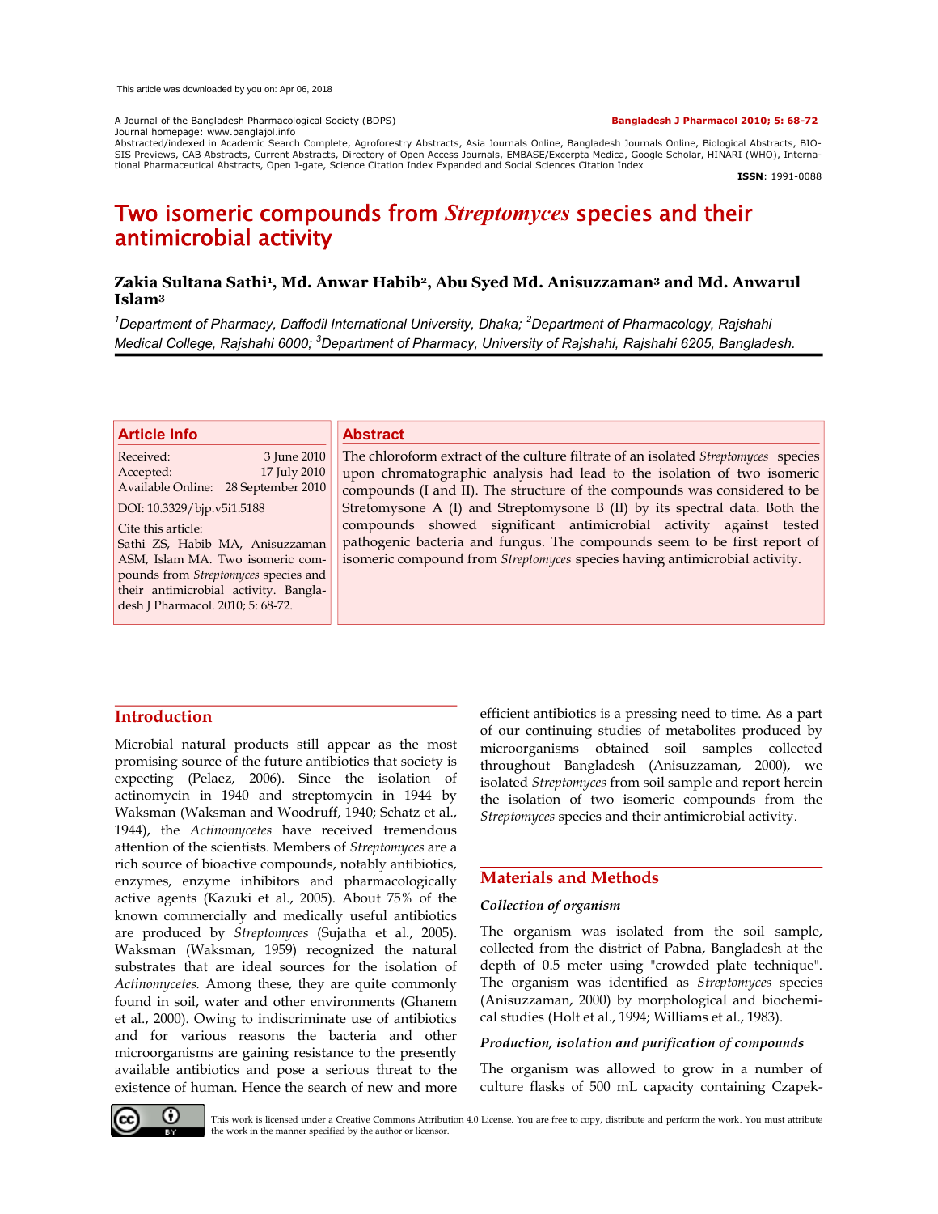This article was downloaded by you on: Apr 06, 2018

A Journal of the Bangladesh Pharmacological Society (BDPS)
Journal homepage: www.banglajol.info
Abstracted/indexed in Academic Search Complete, Agroforestry Abstracts, Asia Journals Online, Bangladesh Journals Online, Biological Abstracts, BIOSIS Previews, CAB Abstracts, Current Abstracts, Directory of Open Access Journals, EMBASE/Excerpta Medica, Google Scholar, HINARI (WHO), International Pharmaceutical Abstracts, Open J-gate, Science Citation Index Expanded and Social Sciences Citation Index

**Bangladesh J Pharmacol 2010; 5: 68-72**

**ISSN**: 1991-0088

# Two isomeric compounds from *Streptomyces* species and their antimicrobial activity

**Zakia Sultana Sathi[1], Md. Anwar Habib[2], Abu Syed Md. Anisuzzaman[3] and Md. Anwarul Islam[3]**

*[1]Department of Pharmacy, Daffodil International University, Dhaka; [2]Department of Pharmacology, Rajshahi Medical College, Rajshahi 6000; [3]Department of Pharmacy, University of Rajshahi, Rajshahi 6205, Bangladesh.*

## Article Info

Received: 3 June 2010
Accepted: 17 July 2010
Available Online: 28 September 2010

DOI: 10.3329/bjp.v5i1.5188

Cite this article:
Sathi ZS, Habib MA, Anisuzzaman ASM, Islam MA. Two isomeric compounds from *Streptomyces* species and their antimicrobial activity. Bangladesh J Pharmacol. 2010; 5: 68-72.

## Abstract

The chloroform extract of the culture filtrate of an isolated *Streptomyces* species upon chromatographic analysis had lead to the isolation of two isomeric compounds (I and II). The structure of the compounds was considered to be Stretomysone A (I) and Streptomysone B (II) by its spectral data. Both the compounds showed significant antimicrobial activity against tested pathogenic bacteria and fungus. The compounds seem to be first report of isomeric compound from *Streptomyces* species having antimicrobial activity.

## Introduction

Microbial natural products still appear as the most promising source of the future antibiotics that society is expecting (Pelaez, 2006). Since the isolation of actinomycin in 1940 and streptomycin in 1944 by Waksman (Waksman and Woodruff, 1940; Schatz et al., 1944), the *Actinomycetes* have received tremendous attention of the scientists. Members of *Streptomyces* are a rich source of bioactive compounds, notably antibiotics, enzymes, enzyme inhibitors and pharmacologically active agents (Kazuki et al., 2005). About 75% of the known commercially and medically useful antibiotics are produced by *Streptomyces* (Sujatha et al., 2005). Waksman (Waksman, 1959) recognized the natural substrates that are ideal sources for the isolation of *Actinomycetes.* Among these, they are quite commonly found in soil, water and other environments (Ghanem et al., 2000). Owing to indiscriminate use of antibiotics and for various reasons the bacteria and other microorganisms are gaining resistance to the presently available antibiotics and pose a serious threat to the existence of human. Hence the search of new and more efficient antibiotics is a pressing need to time. As a part of our continuing studies of metabolites produced by microorganisms obtained soil samples collected throughout Bangladesh (Anisuzzaman, 2000), we isolated *Streptomyces* from soil sample and report herein the isolation of two isomeric compounds from the *Streptomyces* species and their antimicrobial activity.

## Materials and Methods

### *Collection of organism*

The organism was isolated from the soil sample, collected from the district of Pabna, Bangladesh at the depth of 0.5 meter using "crowded plate technique". The organism was identified as *Streptomyces* species (Anisuzzaman, 2000) by morphological and biochemical studies (Holt et al., 1994; Williams et al., 1983).

### *Production, isolation and purification of compounds*

The organism was allowed to grow in a number of culture flasks of 500 mL capacity containing Czapek-

This work is licensed under a Creative Commons Attribution 4.0 License. You are free to copy, distribute and perform the work. You must attribute the work in the manner specified by the author or licensor.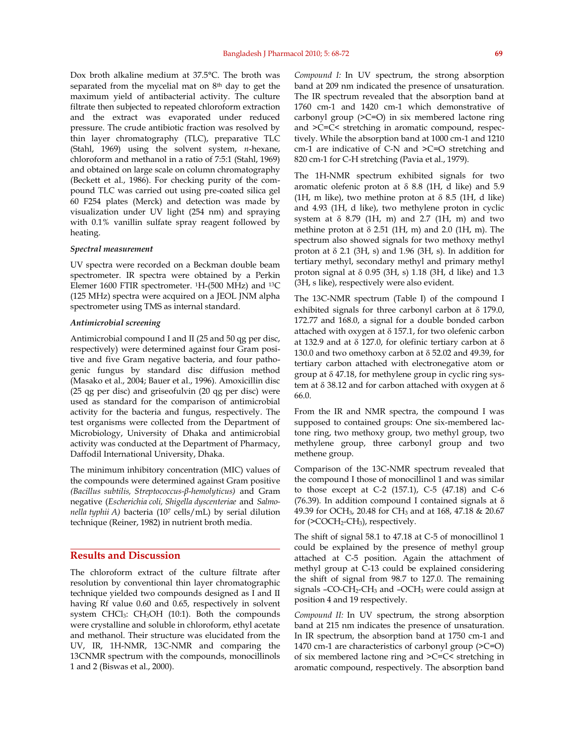Dox broth alkaline medium at 37.5°C. The broth was separated from the mycelial mat on 8th day to get the maximum yield of antibacterial activity. The culture filtrate then subjected to repeated chloroform extraction and the extract was evaporated under reduced pressure. The crude antibiotic fraction was resolved by thin layer chromatography (TLC), preparative TLC (Stahl, 1969) using the solvent system, *n*-hexane, chloroform and methanol in a ratio of 7:5:1 (Stahl, 1969) and obtained on large scale on column chromatography (Beckett et al., 1986). For checking purity of the compound TLC was carried out using pre-coated silica gel 60 F254 plates (Merck) and detection was made by visualization under UV light (254 nm) and spraying with 0.1% vanillin sulfate spray reagent followed by heating.

### *Spectral measurement*

UV spectra were recorded on a Beckman double beam spectrometer. IR spectra were obtained by a Perkin Elemer 1600 FTIR spectrometer. $^1$H-(500 MHz) and $^{13}$C (125 MHz) spectra were acquired on a JEOL JNM alpha spectrometer using TMS as internal standard.

### *Antimicrobial screening*

Antimicrobial compound I and II (25 and 50 qg per disc, respectively) were determined against four Gram positive and five Gram negative bacteria, and four pathogenic fungus by standard disc diffusion method (Masako et al., 2004; Bauer et al., 1996). Amoxicillin disc (25 qg per disc) and griseofulvin (20 qg per disc) were used as standard for the comparison of antimicrobial activity for the bacteria and fungus, respectively. The test organisms were collected from the Department of Microbiology, University of Dhaka and antimicrobial activity was conducted at the Department of Pharmacy, Daffodil International University, Dhaka.

The minimum inhibitory concentration (MIC) values of the compounds were determined against Gram positive *(Bacillus subtilis, Streptococcus-β-hemolyticus)* and Gram negative (*Escherichia coli, Shigella dyscenteriae* and *Salmonella typhii A)* bacteria ($10^7$ cells/mL) by serial dilution technique (Reiner, 1982) in nutrient broth media.

## Results and Discussion

The chloroform extract of the culture filtrate after resolution by conventional thin layer chromatographic technique yielded two compounds designed as I and II having Rf value 0.60 and 0.65, respectively in solvent system $CHCl_3$: $CH_3OH$ (10:1). Both the compounds were crystalline and soluble in chloroform, ethyl acetate and methanol. Their structure was elucidated from the UV, IR, 1H-NMR, 13C-NMR and comparing the 13CNMR spectrum with the compounds, monocillinols 1 and 2 (Biswas et al., 2000).

*Compound I:* In UV spectrum, the strong absorption band at 209 nm indicated the presence of unsaturation. The IR spectrum revealed that the absorption band at 1760 cm-1 and 1420 cm-1 which demonstrative of carbonyl group (>C=O) in six membered lactone ring and >C=C< stretching in aromatic compound, respectively. While the absorption band at 1000 cm-1 and 1210 cm-1 are indicative of C-N and >C=O stretching and 820 cm-1 for C-H stretching (Pavia et al., 1979).

The 1H-NMR spectrum exhibited signals for two aromatic olefenic proton at δ 8.8 (1H, d like) and 5.9 (1H, m like), two methine proton at δ 8.5 (1H, d like) and 4.93 (1H, d like), two methylene proton in cyclic system at δ 8.79 (1H, m) and 2.7 (1H, m) and two methine proton at δ 2.51 (1H, m) and 2.0 (1H, m). The spectrum also showed signals for two methoxy methyl proton at δ 2.1 (3H, s) and 1.96 (3H, s). In addition for tertiary methyl, secondary methyl and primary methyl proton signal at δ 0.95 (3H, s) 1.18 (3H, d like) and 1.3 (3H, s like), respectively were also evident.

The 13C-NMR spectrum (Table I) of the compound I exhibited signals for three carbonyl carbon at δ 179.0, 172.77 and 168.0, a signal for a double bonded carbon attached with oxygen at δ 157.1, for two olefenic carbon at 132.9 and at δ 127.0, for olefinic tertiary carbon at δ 130.0 and two omethoxy carbon at δ 52.02 and 49.39, for tertiary carbon attached with electronegative atom or group at δ 47.18, for methylene group in cyclic ring system at δ 38.12 and for carbon attached with oxygen at δ 66.0.

From the IR and NMR spectra, the compound I was supposed to contained groups: One six-membered lactone ring, two methoxy group, two methyl group, two methylene group, three carbonyl group and two methene group.

Comparison of the 13C-NMR spectrum revealed that the compound I those of monocillinol 1 and was similar to those except at C-2 (157.1), C-5 (47.18) and C-6 (76.39). In addition compound I contained signals at δ 49.39 for $OCH_3$, 20.48 for $CH_3$ and at 168, 47.18 & 20.67 for (>$COCH_2$-$CH_3$), respectively.

The shift of signal 58.1 to 47.18 at C-5 of monocillinol 1 could be explained by the presence of methyl group attached at C-5 position. Again the attachment of methyl group at C-13 could be explained considering the shift of signal from 98.7 to 127.0. The remaining signals –CO-$CH_2$-$CH_3$ and –$OCH_3$ were could assign at position 4 and 19 respectively.

*Compound II:* In UV spectrum, the strong absorption band at 215 nm indicates the presence of unsaturation. In IR spectrum, the absorption band at 1750 cm-1 and 1470 cm-1 are characteristics of carbonyl group (>C=O) of six membered lactone ring and >C=C< stretching in aromatic compound, respectively. The absorption band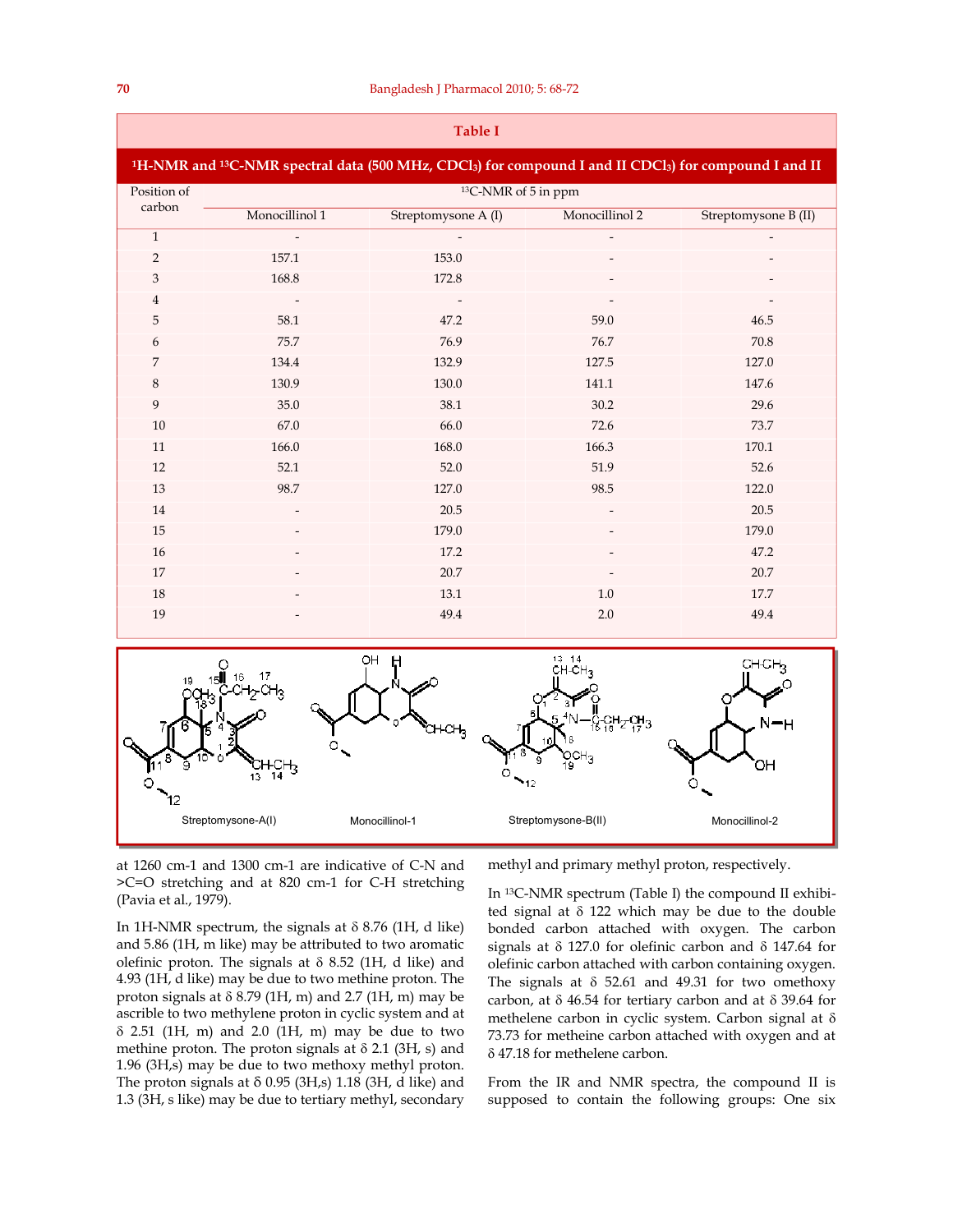**Table I**

**$^1$H-NMR and $^{13}$C-NMR spectral data (500 MHz, $CDCl_3$) for compound I and II $CDCl_3$) for compound I and II**

| Position of carbon | $^{13}$C-NMR of δ in ppm | | | |
|---|---|---|---|---|
| | Monocillinol 1 | Streptomysone A (I) | Monocillinol 2 | Streptomysone B (II) |
| 1 | - | - | - | - |
| 2 | 157.1 | 153.0 | - | - |
| 3 | 168.8 | 172.8 | - | - |
| 4 | - | - | - | - |
| 5 | 58.1 | 47.2 | 59.0 | 46.5 |
| 6 | 75.7 | 76.9 | 76.7 | 70.8 |
| 7 | 134.4 | 132.9 | 127.5 | 127.0 |
| 8 | 130.9 | 130.0 | 141.1 | 147.6 |
| 9 | 35.0 | 38.1 | 30.2 | 29.6 |
| 10 | 67.0 | 66.0 | 72.6 | 73.7 |
| 11 | 166.0 | 168.0 | 166.3 | 170.1 |
| 12 | 52.1 | 52.0 | 51.9 | 52.6 |
| 13 | 98.7 | 127.0 | 98.5 | 122.0 |
| 14 | - | 20.5 | - | 20.5 |
| 15 | - | 179.0 | - | 179.0 |
| 16 | - | 17.2 | - | 47.2 |
| 17 | - | 20.7 | - | 20.7 |
| 18 | - | 13.1 | 1.0 | 17.7 |
| 19 | - | 49.4 | 2.0 | 49.4 |

Streptomysone-A(I) Monocillinol-1 Streptomysone-B(II) Monocillinol-2

at 1260 cm-1 and 1300 cm-1 are indicative of C-N and >C=O stretching and at 820 cm-1 for C-H stretching (Pavia et al., 1979).

In 1H-NMR spectrum, the signals at δ 8.76 (1H, d like) and 5.86 (1H, m like) may be attributed to two aromatic olefinic proton. The signals at δ 8.52 (1H, d like) and 4.93 (1H, d like) may be due to two methine proton. The proton signals at δ 8.79 (1H, m) and 2.7 (1H, m) may be ascrible to two methylene proton in cyclic system and at δ 2.51 (1H, m) and 2.0 (1H, m) may be due to two methine proton. The proton signals at δ 2.1 (3H, s) and 1.96 (3H,s) may be due to two methoxy methyl proton. The proton signals at δ 0.95 (3H,s) 1.18 (3H, d like) and 1.3 (3H, s like) may be due to tertiary methyl, secondary methyl and primary methyl proton, respectively.

In $^{13}$C-NMR spectrum (Table I) the compound II exhibited signal at δ 122 which may be due to the double bonded carbon attached with oxygen. The carbon signals at δ 127.0 for olefinic carbon and δ 147.64 for olefinic carbon attached with carbon containing oxygen. The signals at δ 52.61 and 49.31 for two omethoxy carbon, at δ 46.54 for tertiary carbon and at δ 39.64 for methelene carbon in cyclic system. Carbon signal at δ 73.73 for metheine carbon attached with oxygen and at δ 47.18 for methelene carbon.

From the IR and NMR spectra, the compound II is supposed to contain the following groups: One six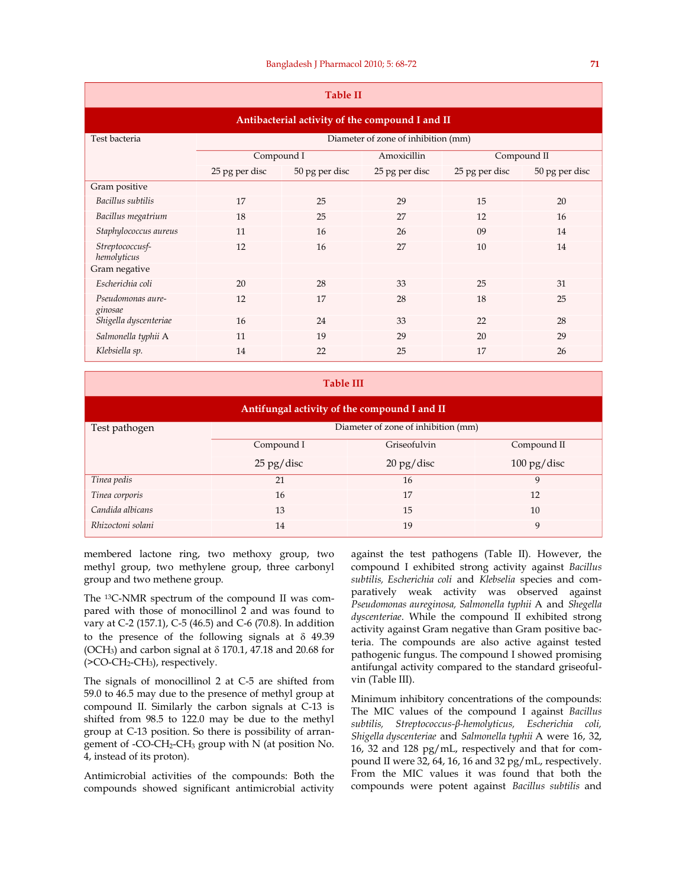**Table II**

**Antibacterial activity of the compound I and II**

| Test bacteria | Diameter of zone of inhibition (mm) | | | | |
|---|---|---|---|---|---|
| | Compound I | | Amoxicillin | Compound II | |
| | 25 pg per disc | 50 pg per disc | 25 pg per disc | 25 pg per disc | 50 pg per disc |
| Gram positive | | | | | |
| *Bacillus subtilis* | 17 | 25 | 29 | 15 | 20 |
| *Bacillus megatrium* | 18 | 25 | 27 | 12 | 16 |
| *Staphylococcus aureus* | 11 | 16 | 26 | 09 | 14 |
| *Streptococcusf-hemolyticus* | 12 | 16 | 27 | 10 | 14 |
| Gram negative | | | | | |
| *Escherichia coli* | 20 | 28 | 33 | 25 | 31 |
| *Pseudomonas aure-ginosae* | 12 | 17 | 28 | 18 | 25 |
| *Shigella dyscenteriae* | 16 | 24 | 33 | 22 | 28 |
| *Salmonella typhii* A | 11 | 19 | 29 | 20 | 29 |
| *Klebsiella sp.* | 14 | 22 | 25 | 17 | 26 |

**Table III**

**Antifungal activity of the compound I and II**

| Test pathogen | Diameter of zone of inhibition (mm) | | |
|---|---|---|---|
| | Compound I | Griseofulvin | Compound II |
| | 25 pg/disc | 20 pg/disc | 100 pg/disc |
| *Tinea pedis* | 21 | 16 | 9 |
| *Tinea corporis* | 16 | 17 | 12 |
| *Candida albicans* | 13 | 15 | 10 |
| *Rhizoctoni solani* | 14 | 19 | 9 |

membered lactone ring, two methoxy group, two methyl group, two methylene group, three carbonyl group and two methene group.

The $^{13}$C-NMR spectrum of the compound II was compared with those of monocillinol 2 and was found to vary at C-2 (157.1), C-5 (46.5) and C-6 (70.8). In addition to the presence of the following signals at δ 49.39 ($OCH_3$) and carbon signal at δ 170.1, 47.18 and 20.68 for (>CO-$CH_2$-$CH_3$), respectively.

The signals of monocillinol 2 at C-5 are shifted from 59.0 to 46.5 may due to the presence of methyl group at compound II. Similarly the carbon signals at C-13 is shifted from 98.5 to 122.0 may be due to the methyl group at C-13 position. So there is possibility of arrangement of -CO-$CH_2$-$CH_3$ group with N (at position No. 4, instead of its proton).

Antimicrobial activities of the compounds: Both the compounds showed significant antimicrobial activity against the test pathogens (Table II). However, the compound I exhibited strong activity against *Bacillus subtilis, Escherichia coli* and *Klebselia* species and comparatively weak activity was observed against *Pseudomonas aureginosa, Salmonella typhii* A and *Shegella dyscenteriae*. While the compound II exhibited strong activity against Gram negative than Gram positive bacteria. The compounds are also active against tested pathogenic fungus. The compound I showed promising antifungal activity compared to the standard griseofulvin (Table III).

Minimum inhibitory concentrations of the compounds: The MIC values of the compound I against *Bacillus subtilis, Streptococcus-β-hemolyticus, Escherichia coli, Shigella dyscenteriae* and *Salmonella typhii* A were 16, 32, 16, 32 and 128 pg/mL, respectively and that for compound II were 32, 64, 16, 16 and 32 pg/mL, respectively. From the MIC values it was found that both the compounds were potent against *Bacillus subtilis* and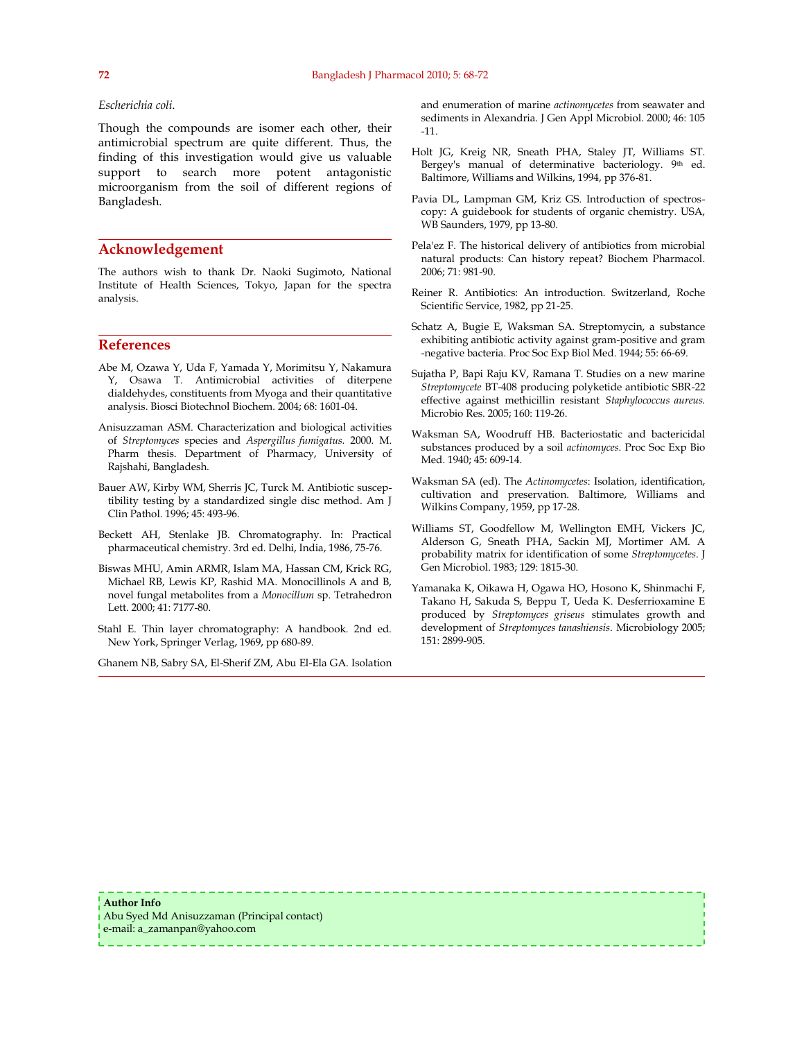*Escherichia coli*.

Though the compounds are isomer each other, their antimicrobial spectrum are quite different. Thus, the finding of this investigation would give us valuable support to search more potent antagonistic microorganism from the soil of different regions of Bangladesh.

## Acknowledgement

The authors wish to thank Dr. Naoki Sugimoto, National Institute of Health Sciences, Tokyo, Japan for the spectra analysis.

## References

Abe M, Ozawa Y, Uda F, Yamada Y, Morimitsu Y, Nakamura Y, Osawa T. Antimicrobial activities of diterpene dialdehydes, constituents from Myoga and their quantitative analysis. Biosci Biotechnol Biochem. 2004; 68: 1601-04.

Anisuzzaman ASM. Characterization and biological activities of *Streptomyces* species and *Aspergillus fumigatus*. 2000. M. Pharm thesis. Department of Pharmacy, University of Rajshahi, Bangladesh.

Bauer AW, Kirby WM, Sherris JC, Turck M. Antibiotic susceptibility testing by a standardized single disc method. Am J Clin Pathol. 1996; 45: 493-96.

Beckett AH, Stenlake JB. Chromatography. In: Practical pharmaceutical chemistry. 3rd ed. Delhi, India, 1986, 75-76.

Biswas MHU, Amin ARMR, Islam MA, Hassan CM, Krick RG, Michael RB, Lewis KP, Rashid MA. Monocillinols A and B, novel fungal metabolites from a *Monocillum* sp. Tetrahedron Lett. 2000; 41: 7177-80.

Stahl E. Thin layer chromatography: A handbook. 2nd ed. New York, Springer Verlag, 1969, pp 680-89.

Ghanem NB, Sabry SA, El-Sherif ZM, Abu El-Ela GA. Isolation and enumeration of marine *actinomycetes* from seawater and sediments in Alexandria. J Gen Appl Microbiol. 2000; 46: 105-11.

Holt JG, Kreig NR, Sneath PHA, Staley JT, Williams ST. Bergey's manual of determinative bacteriology. 9th ed. Baltimore, Williams and Wilkins, 1994, pp 376-81.

Pavia DL, Lampman GM, Kriz GS. Introduction of spectroscopy: A guidebook for students of organic chemistry. USA, WB Saunders, 1979, pp 13-80.

Pela'ez F. The historical delivery of antibiotics from microbial natural products: Can history repeat? Biochem Pharmacol. 2006; 71: 981-90.

Reiner R. Antibiotics: An introduction. Switzerland, Roche Scientific Service, 1982, pp 21-25.

Schatz A, Bugie E, Waksman SA. Streptomycin, a substance exhibiting antibiotic activity against gram-positive and gram-negative bacteria. Proc Soc Exp Biol Med. 1944; 55: 66-69.

Sujatha P, Bapi Raju KV, Ramana T. Studies on a new marine *Streptomycete* BT-408 producing polyketide antibiotic SBR-22 effective against methicillin resistant *Staphylococcus aureus.* Microbio Res. 2005; 160: 119-26.

Waksman SA, Woodruff HB. Bacteriostatic and bactericidal substances produced by a soil *actinomyces*. Proc Soc Exp Bio Med. 1940; 45: 609-14.

Waksman SA (ed). The *Actinomycetes*: Isolation, identification, cultivation and preservation. Baltimore, Williams and Wilkins Company, 1959, pp 17-28.

Williams ST, Goodfellow M, Wellington EMH, Vickers JC, Alderson G, Sneath PHA, Sackin MJ, Mortimer AM. A probability matrix for identification of some *Streptomycetes*. J Gen Microbiol. 1983; 129: 1815-30.

Yamanaka K, Oikawa H, Ogawa HO, Hosono K, Shinmachi F, Takano H, Sakuda S, Beppu T, Ueda K. Desferrioxamine E produced by *Streptomyces griseus* stimulates growth and development of *Streptomyces tanashiensis*. Microbiology 2005; 151: 2899-905.

**Author Info**
Abu Syed Md Anisuzzaman (Principal contact)
e-mail: a_zamanpan@yahoo.com